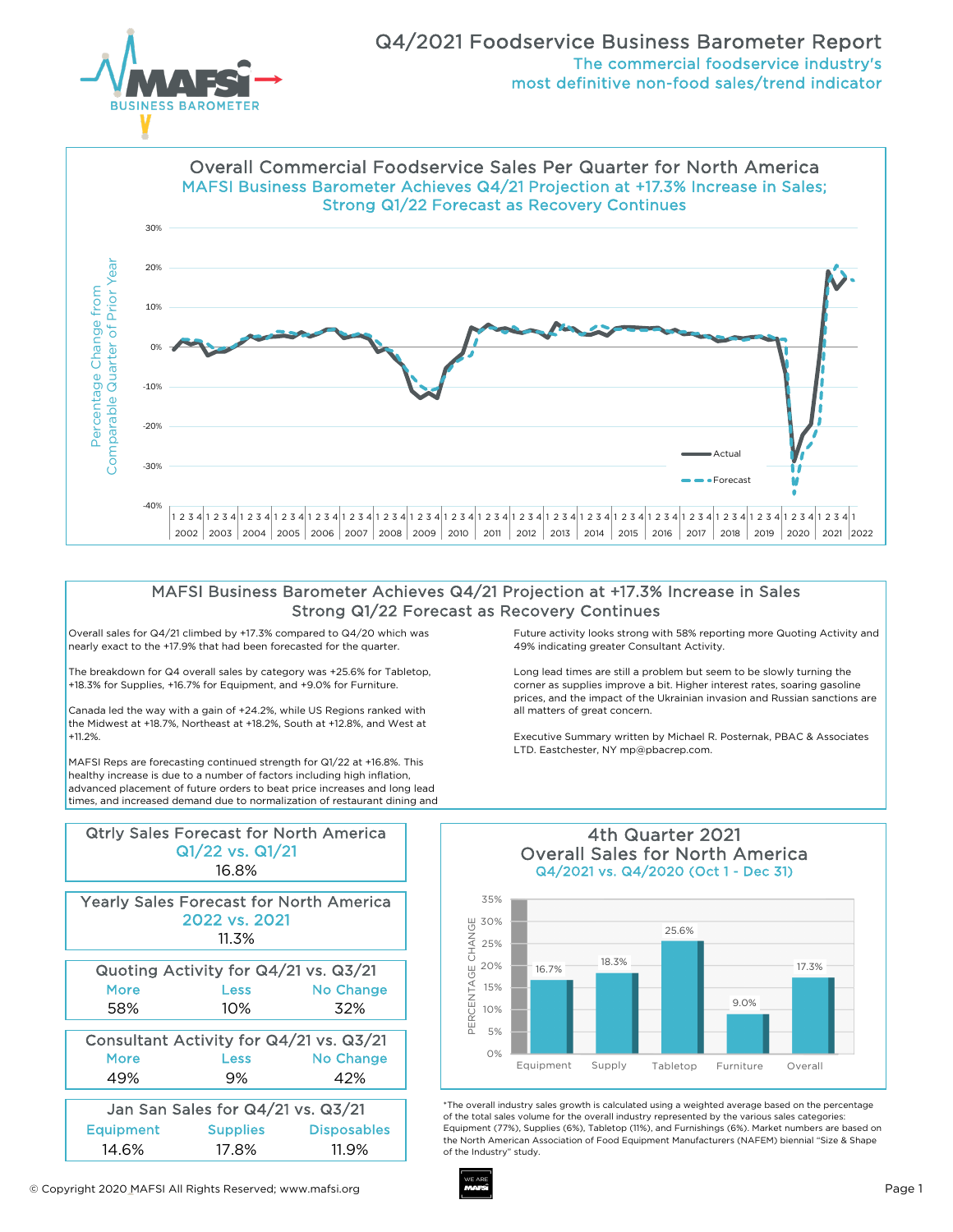# Q4/2021 Foodservice Business Barometer Report

### The commercial foodservice industry's most definitive non-food sales/trend indicator

## Overall Commercial Foodservice Sales Per Quarter for North America

### MAFSI Business Barometer Achieves Q4/21 Projection at +17.3% Increase in Sales; Strong Q1/22 Forecast as Recovery Continues

## MAFSI Business Barometer Achieves Q4/21 Projection at +17.3% Increase in Sales Strong Q1/22 Forecast as Recovery Continues

Overall sales for Q4/21 climbed by +17.3% compared to Q4/20 which was nearly exact to the +17.9% that had been forecasted for the quarter.

The breakdown for Q4 overall sales by category was +25.6% for Tabletop, +18.3% for Supplies, +16.7% for Equipment, and +9.0% for Furniture.

Canada led the way with a gain of +24.2%, while US Regions ranked with the Midwest at +18.7%, Northeast at +18.2%, South at +12.8%, and West at +11.2%.

MAFSI Reps are forecasting continued strength for Q1/22 at +16.8%. This healthy increase is due to a number of factors including high inflation, advanced placement of future orders to beat price increases and long lead times, and increased demand due to normalization of restaurant dining and

Future activity looks strong with 58% reporting more Quoting Activity and 49% indicating greater Consultant Activity.

Long lead times are still a problem but seem to be slowly turning the corner as supplies improve a bit. Higher interest rates, soaring gasoline prices, and the impact of the Ukrainian invasion and Russian sanctions are all matters of great concern.

Executive Summary written by Michael R. Posternak, PBAC & Associates LTD. Eastchester, NY mp@pbacrep.com.

| Qtrly Sales Forecast for North America |
|---|
| Q1/22 vs. Q1/21 |
| 16.8% |

| Yearly Sales Forecast for North America |
|---|
| 2022 vs. 2021 |
| 11.3% |

| Quoting Activity for Q4/21 vs. Q3/21 | | |
|---|---|---|
| More | Less | No Change |
| 58% | 10% | 32% |

| Consultant Activity for Q4/21 vs. Q3/21 | | |
|---|---|---|
| More | Less | No Change |
| 49% | 9% | 42% |

| Jan San Sales for Q4/21 vs. Q3/21 | | |
|---|---|---|
| Equipment | Supplies | Disposables |
| 14.6% | 17.8% | 11.9% |

## 4th Quarter 2021 Overall Sales for North America

### Q4/2021 vs. Q4/2020 (Oct 1 - Dec 31)

| Equipment | Supply | Tabletop | Furniture | Overall |
|---|---|---|---|---|
| 16.7% | 18.3% | 25.6% | 9.0% | 17.3% |

*The overall industry sales growth is calculated using a weighted average based on the percentage of the total sales volume for the overall industry represented by the various sales categories: Equipment (77%), Supplies (6%), Tabletop (11%), and Furnishings (6%). Market numbers are based on the North American Association of Food Equipment Manufacturers (NAFEM) biennial "Size & Shape of the Industry" study.

© Copyright 2020 MAFSI All Rights Reserved; www.mafsi.org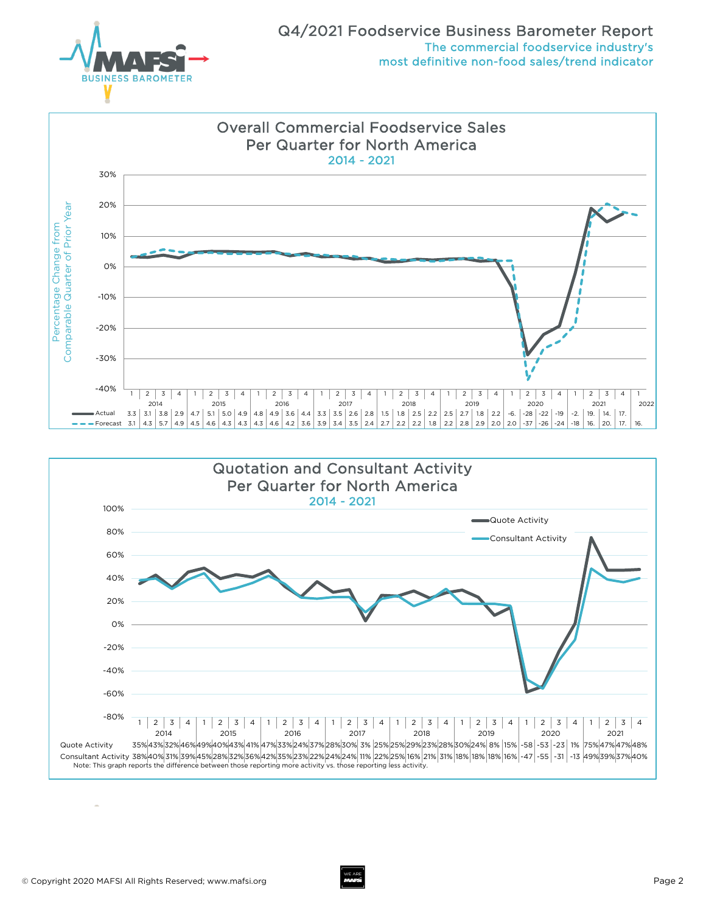# Q4/2021 Foodservice Business Barometer Report

The commercial foodservice industry's most definitive non-food sales/trend indicator

## Overall Commercial Foodservice Sales Per Quarter for North America
### 2014 - 2021

Percentage Change from Comparable Quarter of Prior Year

| Year | 2014 | | | | 2015 | | | | 2016 | | | | 2017 | | | | 2018 | | | | 2019 | | | | 2020 | | | | 2021 | | | | 2022 |
|---|---|---|---|---|---|---|---|---|---|---|---|---|---|---|---|---|---|---|---|---|---|---|---|---|---|---|---|---|---|---|---|---|---|
| Quarter | 1 | 2 | 3 | 4 | 1 | 2 | 3 | 4 | 1 | 2 | 3 | 4 | 1 | 2 | 3 | 4 | 1 | 2 | 3 | 4 | 1 | 2 | 3 | 4 | 1 | 2 | 3 | 4 | 1 | 2 | 3 | 4 | 1 |
| Actual | 3.3 | 3.1 | 3.8 | 2.9 | 4.7 | 5.1 | 5.0 | 4.9 | 4.8 | 4.9 | 3.6 | 4.4 | 3.3 | 3.5 | 2.6 | 2.8 | 1.5 | 1.8 | 2.5 | 2.2 | 2.5 | 2.7 | 1.8 | 2.2 | -6. | -28 | -22 | -19 | -2. | 19. | 14. | 17. | |
| Forecast | 3.1 | 4.3 | 5.7 | 4.9 | 4.5 | 4.6 | 4.3 | 4.3 | 4.3 | 4.6 | 4.2 | 3.6 | 3.9 | 3.4 | 3.5 | 2.4 | 2.7 | 2.2 | 2.2 | 1.8 | 2.2 | 2.8 | 2.9 | 2.0 | 2.0 | -37 | -26 | -24 | -18 | 16. | 20. | 17. | 16. |

## Quotation and Consultant Activity Per Quarter for North America
### 2014 - 2021

| Year | 2014 | | | | 2015 | | | | 2016 | | | | 2017 | | | | 2018 | | | | 2019 | | | | 2020 | | | | 2021 | | | |
|---|---|---|---|---|---|---|---|---|---|---|---|---|---|---|---|---|---|---|---|---|---|---|---|---|---|---|---|---|---|---|---|---|
| Quarter | 1 | 2 | 3 | 4 | 1 | 2 | 3 | 4 | 1 | 2 | 3 | 4 | 1 | 2 | 3 | 4 | 1 | 2 | 3 | 4 | 1 | 2 | 3 | 4 | 1 | 2 | 3 | 4 | 1 | 2 | 3 | 4 |
| Quote Activity | 35% | 43% | 32% | 46% | 49% | 40% | 43% | 41% | 47% | 33% | 24% | 37% | 28% | 30% | 3% | 25% | 25% | 29% | 23% | 28% | 30% | 24% | 8% | 15% | -58 | -53 | -23 | 1% | 75% | 47% | 47% | 48% |
| Consultant Activity | 38% | 40% | 31% | 39% | 45% | 28% | 32% | 36% | 42% | 35% | 23% | 22% | 24% | 24% | 11% | 22% | 25% | 16% | 21% | 31% | 18% | 18% | 18% | 16% | -47 | -55 | -31 | -13 | 49% | 39% | 37% | 40% |

Note: This graph reports the difference between those reporting more activity vs. those reporting less activity.

© Copyright 2020 MAFSI All Rights Reserved; www.mafsi.org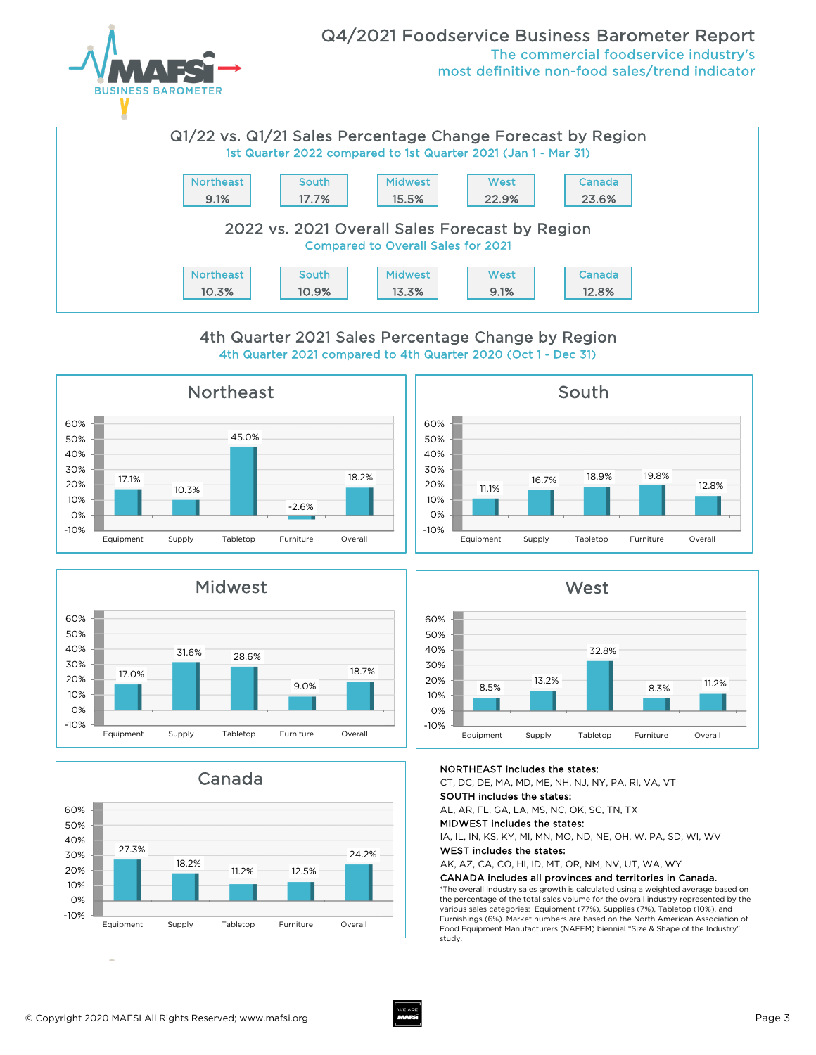# Q4/2021 Foodservice Business Barometer Report

The commercial foodservice industry's most definitive non-food sales/trend indicator

## Q1/22 vs. Q1/21 Sales Percentage Change Forecast by Region

1st Quarter 2022 compared to 1st Quarter 2021 (Jan 1 - Mar 31)

| Northeast | South | Midwest | West | Canada |
|---|---|---|---|---|
| 9.1% | 17.7% | 15.5% | 22.9% | 23.6% |

## 2022 vs. 2021 Overall Sales Forecast by Region

Compared to Overall Sales for 2021

| Northeast | South | Midwest | West | Canada |
|---|---|---|---|---|
| 10.3% | 10.9% | 13.3% | 9.1% | 12.8% |

## 4th Quarter 2021 Sales Percentage Change by Region

4th Quarter 2021 compared to 4th Quarter 2020 (Oct 1 - Dec 31)

| Region | Equipment | Supply | Tabletop | Furniture | Overall |
|---|---|---|---|---|---|
| Northeast | 17.1% | 10.3% | 45.0% | -2.6% | 18.2% |
| South | 11.1% | 16.7% | 18.9% | 19.8% | 12.8% |
| Midwest | 17.0% | 31.6% | 28.6% | 9.0% | 18.7% |
| West | 8.5% | 13.2% | 32.8% | 8.3% | 11.2% |
| Canada | 27.3% | 18.2% | 11.2% | 12.5% | 24.2% |

**NORTHEAST includes the states:**
CT, DC, DE, MA, MD, ME, NH, NJ, NY, PA, RI, VA, VT

**SOUTH includes the states:**
AL, AR, FL, GA, LA, MS, NC, OK, SC, TN, TX

**MIDWEST includes the states:**
IA, IL, IN, KS, KY, MI, MN, MO, ND, NE, OH, W. PA, SD, WI, WV

**WEST includes the states:**
AK, AZ, CA, CO, HI, ID, MT, OR, NM, NV, UT, WA, WY

**CANADA includes all provinces and territories in Canada.**

*The overall industry sales growth is calculated using a weighted average based on the percentage of the total sales volume for the overall industry represented by the various sales categories: Equipment (77%), Supplies (7%), Tabletop (10%), and Furnishings (6%). Market numbers are based on the North American Association of Food Equipment Manufacturers (NAFEM) biennial "Size & Shape of the Industry" study.

© Copyright 2020 MAFSI All Rights Reserved; www.mafsi.org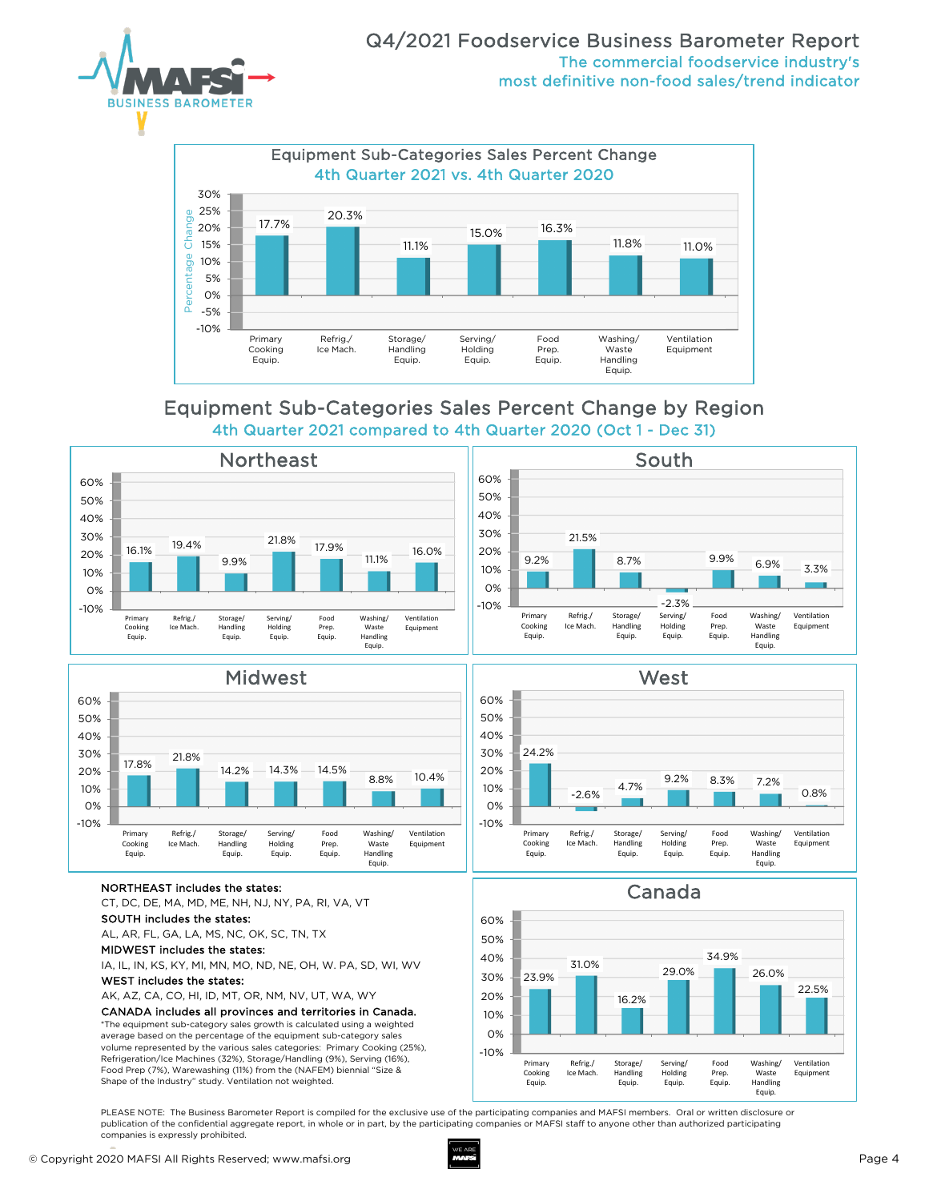# Q4/2021 Foodservice Business Barometer Report

The commercial foodservice industry's most definitive non-food sales/trend indicator

## Equipment Sub-Categories Sales Percent Change

### 4th Quarter 2021 vs. 4th Quarter 2020

| Sub-Category | Percentage Change |
|---|---|
| Primary Cooking Equip. | 17.7% |
| Refrig./Ice Mach. | 20.3% |
| Storage/Handling Equip. | 11.1% |
| Serving/Holding Equip. | 15.0% |
| Food Prep. Equip. | 16.3% |
| Washing/Waste Handling Equip. | 11.8% |
| Ventilation Equipment | 11.0% |

## Equipment Sub-Categories Sales Percent Change by Region

### 4th Quarter 2021 compared to 4th Quarter 2020 (Oct 1 - Dec 31)

| Sub-Category | Northeast | South | Midwest | West | Canada |
|---|---|---|---|---|---|
| Primary Cooking Equip. | 16.1% | 9.2% | 17.8% | 24.2% | 23.9% |
| Refrig./Ice Mach. | 19.4% | 21.5% | 21.8% | -2.6% | 31.0% |
| Storage/Handling Equip. | 9.9% | 8.7% | 14.2% | 4.7% | 16.2% |
| Serving/Holding Equip. | 21.8% | -2.3% | 14.3% | 9.2% | 29.0% |
| Food Prep. Equip. | 17.9% | 9.9% | 14.5% | 8.3% | 34.9% |
| Washing/Waste Handling Equip. | 11.1% | 6.9% | 8.8% | 7.2% | 26.0% |
| Ventilation Equipment | 16.0% | 3.3% | 10.4% | 0.8% | 22.5% |

**NORTHEAST includes the states:**
CT, DC, DE, MA, MD, ME, NH, NJ, NY, PA, RI, VA, VT

**SOUTH includes the states:**
AL, AR, FL, GA, LA, MS, NC, OK, SC, TN, TX

**MIDWEST includes the states:**
IA, IL, IN, KS, KY, MI, MN, MO, ND, NE, OH, W. PA, SD, WI, WV

**WEST includes the states:**
AK, AZ, CA, CO, HI, ID, MT, OR, NM, NV, UT, WA, WY

**CANADA includes all provinces and territories in Canada.**

*The equipment sub-category sales growth is calculated using a weighted average based on the percentage of the equipment sub-category sales volume represented by the various sales categories: Primary Cooking (25%), Refrigeration/Ice Machines (32%), Storage/Handling (9%), Serving (16%), Food Prep (7%), Warewashing (11%) from the (NAFEM) biennial "Size & Shape of the Industry" study. Ventilation not weighted.

PLEASE NOTE: The Business Barometer Report is compiled for the exclusive use of the participating companies and MAFSI members. Oral or written disclosure or publication of the confidential aggregate report, in whole or in part, by the participating companies or MAFSI staff to anyone other than authorized participating companies is expressly prohibited.

© Copyright 2020 MAFSI All Rights Reserved; www.mafsi.org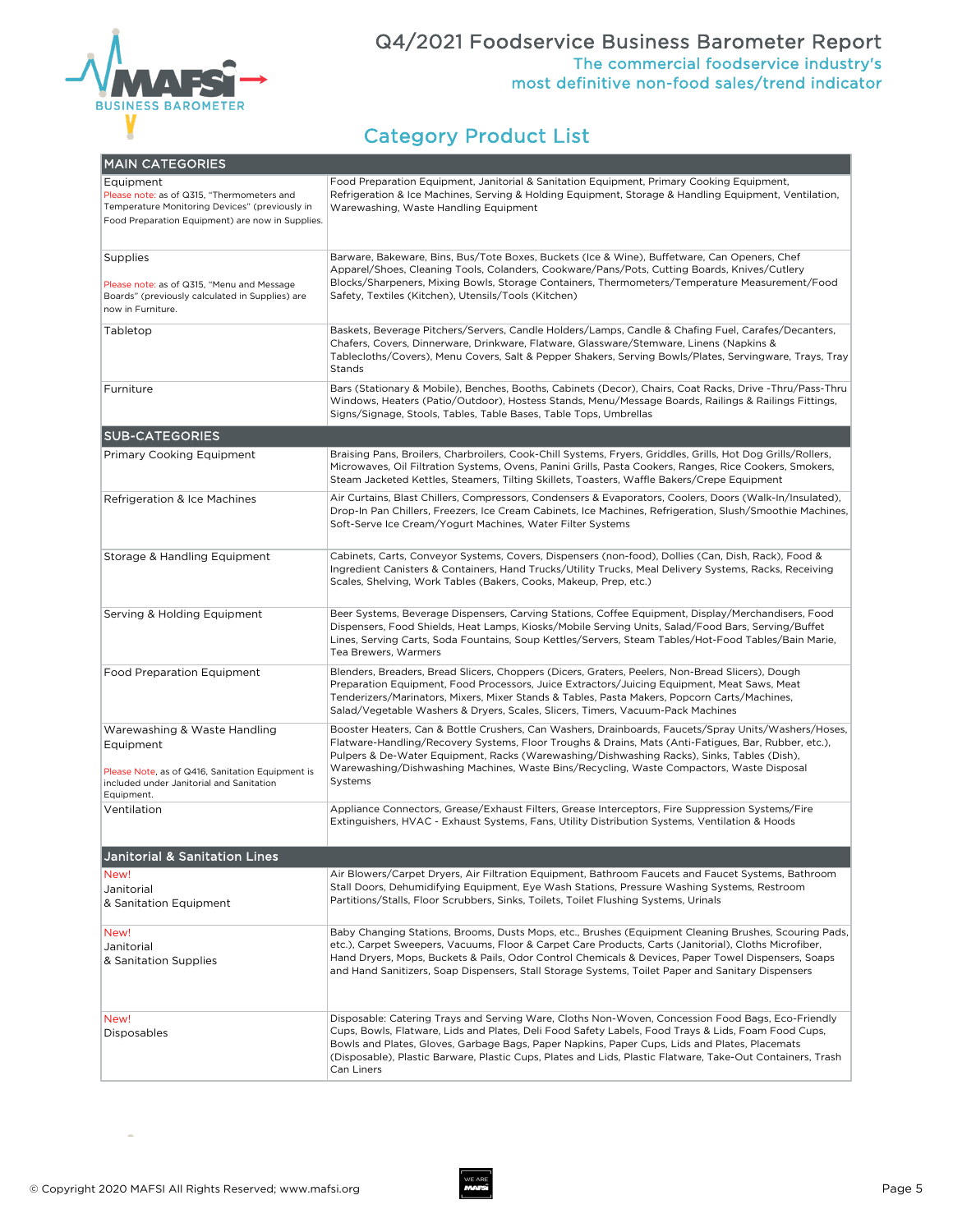# Q4/2021 Foodservice Business Barometer Report

The commercial foodservice industry's most definitive non-food sales/trend indicator

## Category Product List

| MAIN CATEGORIES | |
|---|---|
| Equipment<br>Please note: as of Q315, "Thermometers and Temperature Monitoring Devices" (previously in Food Preparation Equipment) are now in Supplies. | Food Preparation Equipment, Janitorial & Sanitation Equipment, Primary Cooking Equipment, Refrigeration & Ice Machines, Serving & Holding Equipment, Storage & Handling Equipment, Ventilation, Warewashing, Waste Handling Equipment |
| Supplies<br>Please note: as of Q315, "Menu and Message Boards" (previously calculated in Supplies) are now in Furniture. | Barware, Bakeware, Bins, Bus/Tote Boxes, Buckets (Ice & Wine), Buffetware, Can Openers, Chef Apparel/Shoes, Cleaning Tools, Colanders, Cookware/Pans/Pots, Cutting Boards, Knives/Cutlery Blocks/Sharpeners, Mixing Bowls, Storage Containers, Thermometers/Temperature Measurement/Food Safety, Textiles (Kitchen), Utensils/Tools (Kitchen) |
| Tabletop | Baskets, Beverage Pitchers/Servers, Candle Holders/Lamps, Candle & Chafing Fuel, Carafes/Decanters, Chafers, Covers, Dinnerware, Drinkware, Flatware, Glassware/Stemware, Linens (Napkins & Tablecloths/Covers), Menu Covers, Salt & Pepper Shakers, Serving Bowls/Plates, Servingware, Trays, Tray Stands |
| Furniture | Bars (Stationary & Mobile), Benches, Booths, Cabinets (Decor), Chairs, Coat Racks, Drive -Thru/Pass-Thru Windows, Heaters (Patio/Outdoor), Hostess Stands, Menu/Message Boards, Railings & Railings Fittings, Signs/Signage, Stools, Tables, Table Bases, Table Tops, Umbrellas |
| **SUB-CATEGORIES** | |
| Primary Cooking Equipment | Braising Pans, Broilers, Charbroilers, Cook-Chill Systems, Fryers, Griddles, Grills, Hot Dog Grills/Rollers, Microwaves, Oil Filtration Systems, Ovens, Panini Grills, Pasta Cookers, Ranges, Rice Cookers, Smokers, Steam Jacketed Kettles, Steamers, Tilting Skillets, Toasters, Waffle Bakers/Crepe Equipment |
| Refrigeration & Ice Machines | Air Curtains, Blast Chillers, Compressors, Condensers & Evaporators, Coolers, Doors (Walk-In/Insulated), Drop-In Pan Chillers, Freezers, Ice Cream Cabinets, Ice Machines, Refrigeration, Slush/Smoothie Machines, Soft-Serve Ice Cream/Yogurt Machines, Water Filter Systems |
| Storage & Handling Equipment | Cabinets, Carts, Conveyor Systems, Covers, Dispensers (non-food), Dollies (Can, Dish, Rack), Food & Ingredient Canisters & Containers, Hand Trucks/Utility Trucks, Meal Delivery Systems, Racks, Receiving Scales, Shelving, Work Tables (Bakers, Cooks, Makeup, Prep, etc.) |
| Serving & Holding Equipment | Beer Systems, Beverage Dispensers, Carving Stations, Coffee Equipment, Display/Merchandisers, Food Dispensers, Food Shields, Heat Lamps, Kiosks/Mobile Serving Units, Salad/Food Bars, Serving/Buffet Lines, Serving Carts, Soda Fountains, Soup Kettles/Servers, Steam Tables/Hot-Food Tables/Bain Marie, Tea Brewers, Warmers |
| Food Preparation Equipment | Blenders, Breaders, Bread Slicers, Choppers (Dicers, Graters, Peelers, Non-Bread Slicers), Dough Preparation Equipment, Food Processors, Juice Extractors/Juicing Equipment, Meat Saws, Meat Tenderizers/Marinators, Mixers, Mixer Stands & Tables, Pasta Makers, Popcorn Carts/Machines, Salad/Vegetable Washers & Dryers, Scales, Slicers, Timers, Vacuum-Pack Machines |
| Warewashing & Waste Handling Equipment<br>Please Note, as of Q416, Sanitation Equipment is included under Janitorial and Sanitation Equipment. | Booster Heaters, Can & Bottle Crushers, Can Washers, Drainboards, Faucets/Spray Units/Washers/Hoses, Flatware-Handling/Recovery Systems, Floor Troughs & Drains, Mats (Anti-Fatigues, Bar, Rubber, etc.), Pulpers & De-Water Equipment, Racks (Warewashing/Dishwashing Racks), Sinks, Tables (Dish), Warewashing/Dishwashing Machines, Waste Bins/Recycling, Waste Compactors, Waste Disposal Systems |
| Ventilation | Appliance Connectors, Grease/Exhaust Filters, Grease Interceptors, Fire Suppression Systems/Fire Extinguishers, HVAC - Exhaust Systems, Fans, Utility Distribution Systems, Ventilation & Hoods |
| **Janitorial & Sanitation Lines** | |
| New!<br>Janitorial & Sanitation Equipment | Air Blowers/Carpet Dryers, Air Filtration Equipment, Bathroom Faucets and Faucet Systems, Bathroom Stall Doors, Dehumidifying Equipment, Eye Wash Stations, Pressure Washing Systems, Restroom Partitions/Stalls, Floor Scrubbers, Sinks, Toilets, Toilet Flushing Systems, Urinals |
| New!<br>Janitorial & Sanitation Supplies | Baby Changing Stations, Brooms, Dusts Mops, etc., Brushes (Equipment Cleaning Brushes, Scouring Pads, etc.), Carpet Sweepers, Vacuums, Floor & Carpet Care Products, Carts (Janitorial), Cloths Microfiber, Hand Dryers, Mops, Buckets & Pails, Odor Control Chemicals & Devices, Paper Towel Dispensers, Soaps and Hand Sanitizers, Soap Dispensers, Stall Storage Systems, Toilet Paper and Sanitary Dispensers |
| New!<br>Disposables | Disposable: Catering Trays and Serving Ware, Cloths Non-Woven, Concession Food Bags, Eco-Friendly Cups, Bowls, Flatware, Lids and Plates, Deli Food Safety Labels, Food Trays & Lids, Foam Food Cups, Bowls and Plates, Gloves, Garbage Bags, Paper Napkins, Paper Cups, Lids and Plates, Placemats (Disposable), Plastic Barware, Plastic Cups, Plates and Lids, Plastic Flatware, Take-Out Containers, Trash Can Liners |

© Copyright 2020 MAFSI All Rights Reserved; www.mafsi.org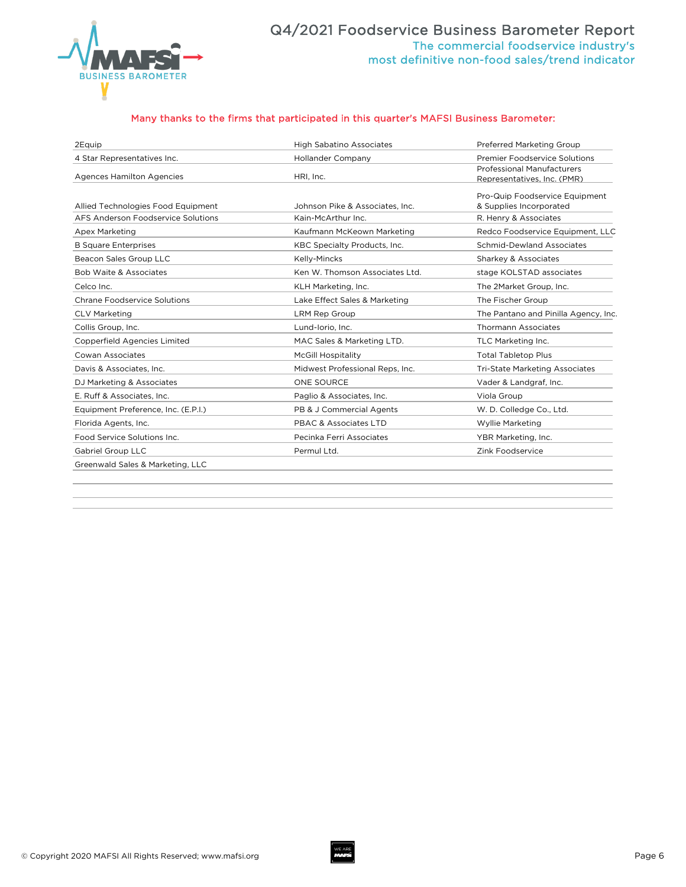Many thanks to the firms that participated in this quarter's MAFSI Business Barometer:

| | | |
|---|---|---|
| 2Equip | High Sabatino Associates | Preferred Marketing Group |
| 4 Star Representatives Inc. | Hollander Company | Premier Foodservice Solutions |
| Agences Hamilton Agencies | HRI, Inc. | Professional Manufacturers Representatives, Inc. (PMR) |
| Allied Technologies Food Equipment | Johnson Pike & Associates, Inc. | Pro-Quip Foodservice Equipment & Supplies Incorporated |
| AFS Anderson Foodservice Solutions | Kain-McArthur Inc. | R. Henry & Associates |
| Apex Marketing | Kaufmann McKeown Marketing | Redco Foodservice Equipment, LLC |
| B Square Enterprises | KBC Specialty Products, Inc. | Schmid-Dewland Associates |
| Beacon Sales Group LLC | Kelly-Mincks | Sharkey & Associates |
| Bob Waite & Associates | Ken W. Thomson Associates Ltd. | stage KOLSTAD associates |
| Celco Inc. | KLH Marketing, Inc. | The 2Market Group, Inc. |
| Chrane Foodservice Solutions | Lake Effect Sales & Marketing | The Fischer Group |
| CLV Marketing | LRM Rep Group | The Pantano and Pinilla Agency, Inc. |
| Collis Group, Inc. | Lund-Iorio, Inc. | Thormann Associates |
| Copperfield Agencies Limited | MAC Sales & Marketing LTD. | TLC Marketing Inc. |
| Cowan Associates | McGill Hospitality | Total Tabletop Plus |
| Davis & Associates, Inc. | Midwest Professional Reps, Inc. | Tri-State Marketing Associates |
| DJ Marketing & Associates | ONE SOURCE | Vader & Landgraf, Inc. |
| E. Ruff & Associates, Inc. | Paglio & Associates, Inc. | Viola Group |
| Equipment Preference, Inc. (E.P.I.) | PB & J Commercial Agents | W. D. Colledge Co., Ltd. |
| Florida Agents, Inc. | PBAC & Associates LTD | Wyllie Marketing |
| Food Service Solutions Inc. | Pecinka Ferri Associates | YBR Marketing, Inc. |
| Gabriel Group LLC | Permul Ltd. | Zink Foodservice |
| Greenwald Sales & Marketing, LLC | | |

© Copyright 2020 MAFSI All Rights Reserved; www.mafsi.org